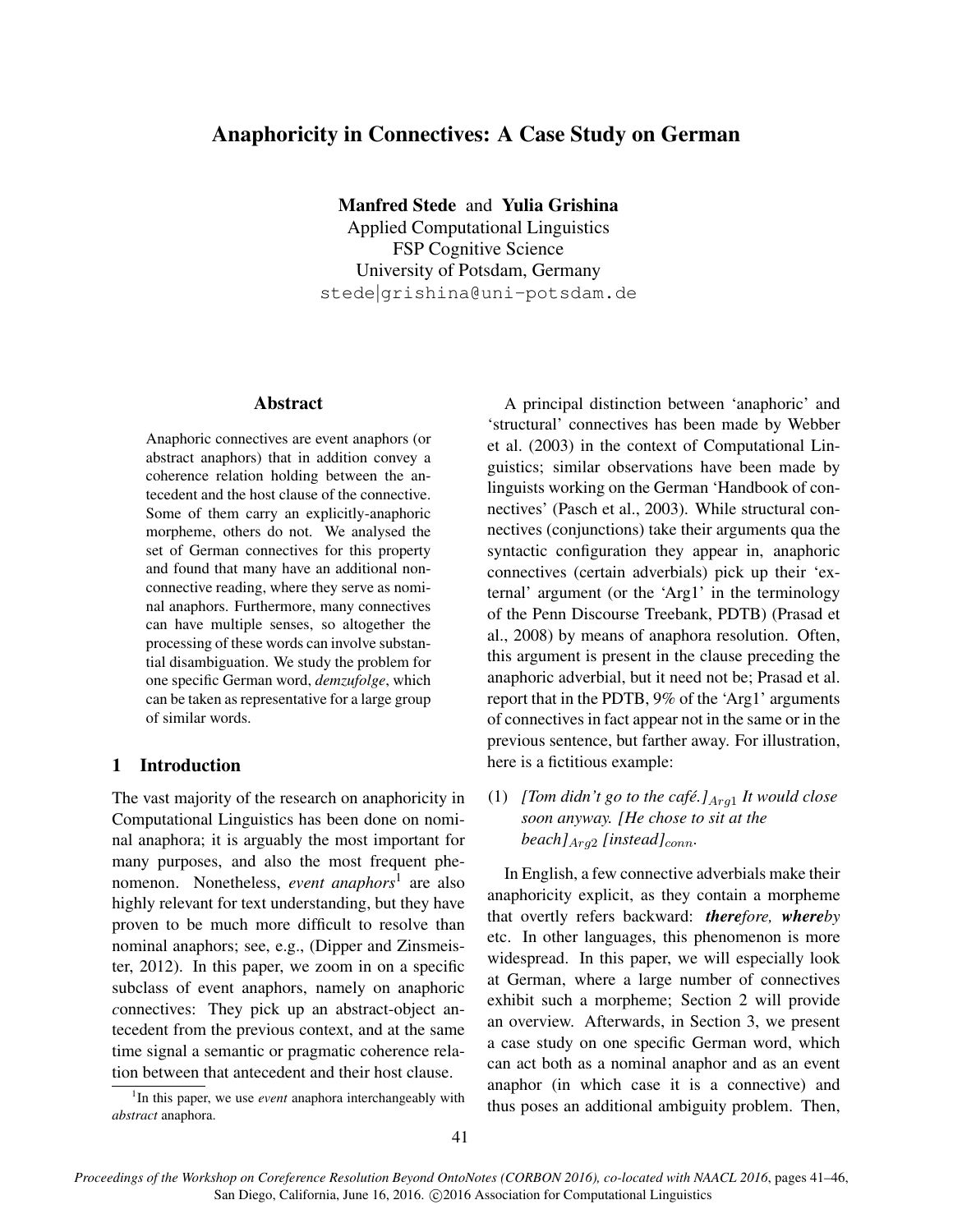# Anaphoricity in Connectives: A Case Study on German

**Manfred Stede** and **Yulia Grishina**
Applied Computational Linguistics
FSP Cognitive Science
University of Potsdam, Germany
stede|grishina@uni-potsdam.de

## Abstract

Anaphoric connectives are event anaphors (or abstract anaphors) that in addition convey a coherence relation holding between the antecedent and the host clause of the connective. Some of them carry an explicitly-anaphoric morpheme, others do not. We analysed the set of German connectives for this property and found that many have an additional non-connective reading, where they serve as nominal anaphors. Furthermore, many connectives can have multiple senses, so altogether the processing of these words can involve substantial disambiguation. We study the problem for one specific German word, *demzufolge*, which can be taken as representative for a large group of similar words.

## 1 Introduction

The vast majority of the research on anaphoricity in Computational Linguistics has been done on nominal anaphora; it is arguably the most important for many purposes, and also the most frequent phenomenon. Nonetheless, *event anaphors*[1] are also highly relevant for text understanding, but they have proven to be much more difficult to resolve than nominal anaphors; see, e.g., (Dipper and Zinsmeister, 2012). In this paper, we zoom in on a specific subclass of event anaphors, namely on anaphoric connectives: They pick up an abstract-object antecedent from the previous context, and at the same time signal a semantic or pragmatic coherence relation between that antecedent and their host clause.

[1] In this paper, we use *event* anaphora interchangeably with *abstract* anaphora.

A principal distinction between 'anaphoric' and 'structural' connectives has been made by Webber et al. (2003) in the context of Computational Linguistics; similar observations have been made by linguists working on the German 'Handbook of connectives' (Pasch et al., 2003). While structural connectives (conjunctions) take their arguments qua the syntactic configuration they appear in, anaphoric connectives (certain adverbials) pick up their 'external' argument (or the 'Arg1' in the terminology of the Penn Discourse Treebank, PDTB) (Prasad et al., 2008) by means of anaphora resolution. Often, this argument is present in the clause preceding the anaphoric adverbial, but it need not be; Prasad et al. report that in the PDTB, 9% of the 'Arg1' arguments of connectives in fact appear not in the same or in the previous sentence, but farther away. For illustration, here is a fictitious example:

(1) *[Tom didn't go to the café.]$_{Arg1}$ It would close soon anyway. [He chose to sit at the beach]$_{Arg2}$ [instead]$_{conn}$.*

In English, a few connective adverbials make their anaphoricity explicit, as they contain a morpheme that overtly refers backward: ***there**fore, **where**by* etc. In other languages, this phenomenon is more widespread. In this paper, we will especially look at German, where a large number of connectives exhibit such a morpheme; Section 2 will provide an overview. Afterwards, in Section 3, we present a case study on one specific German word, which can act both as a nominal anaphor and as an event anaphor (in which case it is a connective) and thus poses an additional ambiguity problem. Then,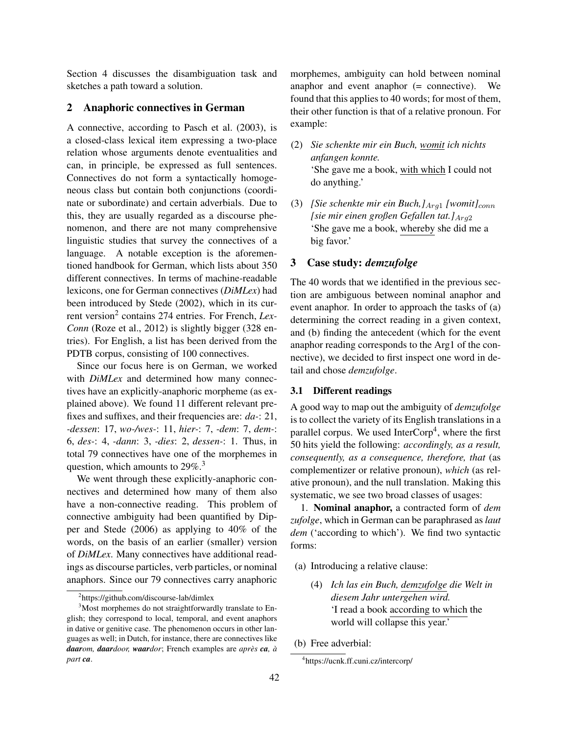Section 4 discusses the disambiguation task and sketches a path toward a solution.

## 2 Anaphoric connectives in German

A connective, according to Pasch et al. (2003), is a closed-class lexical item expressing a two-place relation whose arguments denote eventualities and can, in principle, be expressed as full sentences. Connectives do not form a syntactically homogeneous class but contain both conjunctions (coordinate or subordinate) and certain adverbials. Due to this, they are usually regarded as a discourse phenomenon, and there are not many comprehensive linguistic studies that survey the connectives of a language. A notable exception is the aforementioned handbook for German, which lists about 350 different connectives. In terms of machine-readable lexicons, one for German connectives (*DiMLex*) had been introduced by Stede (2002), which in its current version[2] contains 274 entries. For French, *LexConn* (Roze et al., 2012) is slightly bigger (328 entries). For English, a list has been derived from the PDTB corpus, consisting of 100 connectives.

Since our focus here is on German, we worked with *DiMLex* and determined how many connectives have an explicitly-anaphoric morpheme (as explained above). We found 11 different relevant prefixes and suffixes, and their frequencies are: *da-*: 21, *-dessen*: 17, *wo-/wes-*: 11, *hier-*: 7, *-dem*: 7, *dem-*: 6, *des-*: 4, *-dann*: 3, *-dies*: 2, *dessen-*: 1. Thus, in total 79 connectives have one of the morphemes in question, which amounts to 29%.[3]

We went through these explicitly-anaphoric connectives and determined how many of them also have a non-connective reading. This problem of connective ambiguity had been quantified by Dipper and Stede (2006) as applying to 40% of the words, on the basis of an earlier (smaller) version of *DiMLex*. Many connectives have additional readings as discourse particles, verb particles, or nominal anaphors. Since our 79 connectives carry anaphoric morphemes, ambiguity can hold between nominal anaphor and event anaphor (= connective). We found that this applies to 40 words; for most of them, their other function is that of a relative pronoun. For example:

(2) *Sie schenkte mir ein Buch, <u>womit</u> ich nichts anfangen konnte.*
'She gave me a book, <u>with which</u> I could not do anything.'

(3) *[Sie schenkte mir ein Buch,]$_{Arg1}$ [womit]$_{conn}$ [sie mir einen großen Gefallen tat.]$_{Arg2}$*
'She gave me a book, <u>whereby</u> she did me a big favor.'

## 3 Case study: *demzufolge*

The 40 words that we identified in the previous section are ambiguous between nominal anaphor and event anaphor. In order to approach the tasks of (a) determining the correct reading in a given context, and (b) finding the antecedent (which for the event anaphor reading corresponds to the Arg1 of the connective), we decided to first inspect one word in detail and chose *demzufolge*.

### 3.1 Different readings

A good way to map out the ambiguity of *demzufolge* is to collect the variety of its English translations in a parallel corpus. We used InterCorp[4], where the first 50 hits yield the following: *accordingly, as a result, consequently, as a consequence, therefore, that* (as complementizer or relative pronoun), *which* (as relative pronoun), and the null translation. Making this systematic, we see two broad classes of usages:

1. **Nominal anaphor,** a contracted form of *dem zufolge*, which in German can be paraphrased as *laut dem* ('according to which'). We find two syntactic forms:

(a) Introducing a relative clause:

(4) *Ich las ein Buch, <u>demzufolge</u> die Welt in diesem Jahr untergehen wird.*
'I read a book <u>according to which</u> the world will collapse this year.'

(b) Free adverbial:

---

[2] https://github.com/discourse-lab/dimlex

[3] Most morphemes do not straightforwardly translate to English; they correspond to local, temporal, and event anaphors in dative or genitive case. The phenomenon occurs in other languages as well; in Dutch, for instance, there are connectives like ***daar**om*, ***daar**door*, ***waar**dor*; French examples are *après **ca**, à part **ca***.

[4] https://ucnk.ff.cuni.cz/intercorp/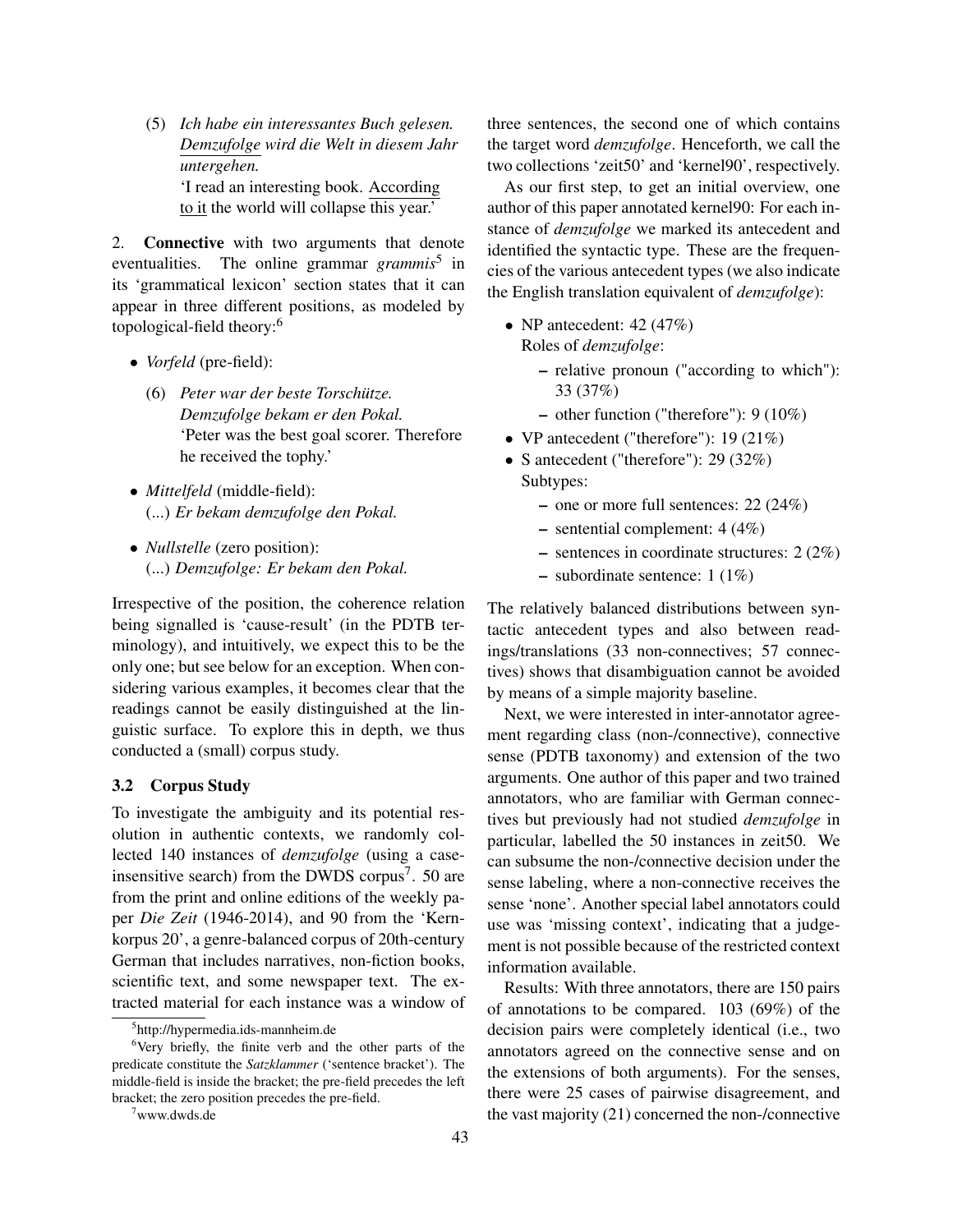(5) *Ich habe ein interessantes Buch gelesen. Demzufolge wird die Welt in diesem Jahr untergehen.*
'I read an interesting book. According to it the world will collapse this year.'

2. **Connective** with two arguments that denote eventualities. The online grammar *grammis*[5] in its 'grammatical lexicon' section states that it can appear in three different positions, as modeled by topological-field theory:[6]

- *Vorfeld* (pre-field):

  (6) *Peter war der beste Torschützе. Demzufolge bekam er den Pokal.*
  'Peter was the best goal scorer. Therefore he received the tophy.'

- *Mittelfeld* (middle-field):
  (...) *Er bekam demzufolge den Pokal.*

- *Nullstelle* (zero position):
  (...) *Demzufolge: Er bekam den Pokal.*

Irrespective of the position, the coherence relation being signalled is 'cause-result' (in the PDTB terminology), and intuitively, we expect this to be the only one; but see below for an exception. When considering various examples, it becomes clear that the readings cannot be easily distinguished at the linguistic surface. To explore this in depth, we thus conducted a (small) corpus study.

### 3.2 Corpus Study

To investigate the ambiguity and its potential resolution in authentic contexts, we randomly collected 140 instances of *demzufolge* (using a case-insensitive search) from the DWDS corpus[7]. 50 are from the print and online editions of the weekly paper *Die Zeit* (1946-2014), and 90 from the 'Kernkorpus 20', a genre-balanced corpus of 20th-century German that includes narratives, non-fiction books, scientific text, and some newspaper text. The extracted material for each instance was a window of three sentences, the second one of which contains the target word *demzufolge*. Henceforth, we call the two collections 'zeit50' and 'kernel90', respectively.

As our first step, to get an initial overview, one author of this paper annotated kernel90: For each instance of *demzufolge* we marked its antecedent and identified the syntactic type. These are the frequencies of the various antecedent types (we also indicate the English translation equivalent of *demzufolge*):

- NP antecedent: 42 (47%)
  Roles of *demzufolge*:
  - relative pronoun ("according to which"): 33 (37%)
  - other function ("therefore"): 9 (10%)
- VP antecedent ("therefore"): 19 (21%)
- S antecedent ("therefore"): 29 (32%)
  Subtypes:
  - one or more full sentences: 22 (24%)
  - sentential complement: 4 (4%)
  - sentences in coordinate structures: 2 (2%)
  - subordinate sentence: 1 (1%)

The relatively balanced distributions between syntactic antecedent types and also between readings/translations (33 non-connectives; 57 connectives) shows that disambiguation cannot be avoided by means of a simple majority baseline.

Next, we were interested in inter-annotator agreement regarding class (non-/connective), connective sense (PDTB taxonomy) and extension of the two arguments. One author of this paper and two trained annotators, who are familiar with German connectives but previously had not studied *demzufolge* in particular, labelled the 50 instances in zeit50. We can subsume the non-/connective decision under the sense labeling, where a non-connective receives the sense 'none'. Another special label annotators could use was 'missing context', indicating that a judgement is not possible because of the restricted context information available.

Results: With three annotators, there are 150 pairs of annotations to be compared. 103 (69%) of the decision pairs were completely identical (i.e., two annotators agreed on the connective sense and on the extensions of both arguments). For the senses, there were 25 cases of pairwise disagreement, and the vast majority (21) concerned the non-/connective

[5] http://hypermedia.ids-mannheim.de

[6] Very briefly, the finite verb and the other parts of the predicate constitute the *Satzklammer* ('sentence bracket'). The middle-field is inside the bracket; the pre-field precedes the left bracket; the zero position precedes the pre-field.

[7] www.dwds.de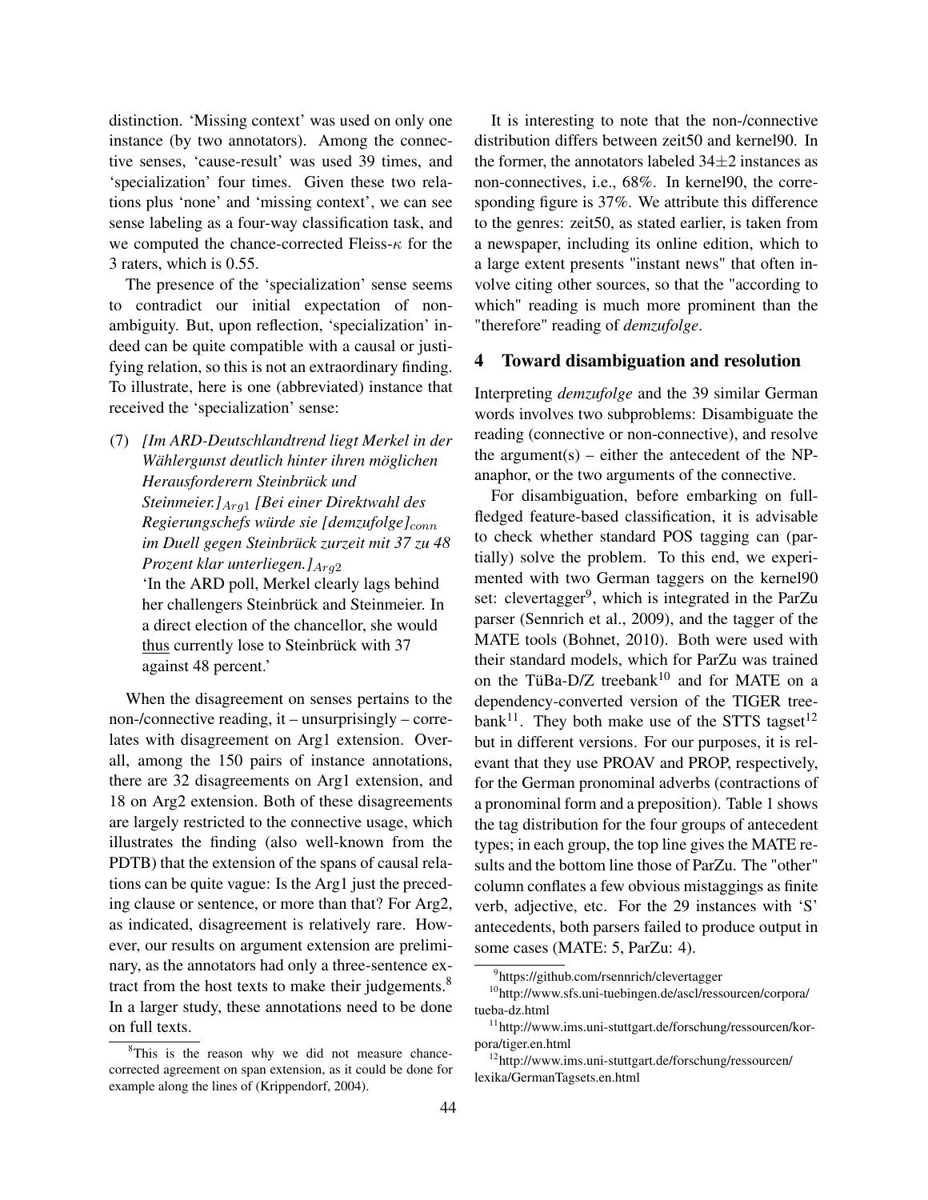distinction. 'Missing context' was used on only one instance (by two annotators). Among the connective senses, 'cause-result' was used 39 times, and 'specialization' four times. Given these two relations plus 'none' and 'missing context', we can see sense labeling as a four-way classification task, and we computed the chance-corrected Fleiss-$\kappa$ for the 3 raters, which is 0.55.

The presence of the 'specialization' sense seems to contradict our initial expectation of non-ambiguity. But, upon reflection, 'specialization' indeed can be quite compatible with a causal or justifying relation, so this is not an extraordinary finding. To illustrate, here is one (abbreviated) instance that received the 'specialization' sense:

(7) *[Im ARD-Deutschlandtrend liegt Merkel in der Wählergunst deutlich hinter ihren möglichen Herausforderern Steinbrück und Steinmeier.]$_{Arg1}$ [Bei einer Direktwahl des Regierungschefs würde sie [demzufolge]$_{conn}$ im Duell gegen Steinbrück zurzeit mit 37 zu 48 Prozent klar unterliegen.]$_{Arg2}$*
'In the ARD poll, Merkel clearly lags behind her challengers Steinbrück and Steinmeier. In a direct election of the chancellor, she would thus currently lose to Steinbrück with 37 against 48 percent.'

When the disagreement on senses pertains to the non-/connective reading, it – unsurprisingly – correlates with disagreement on Arg1 extension. Overall, among the 150 pairs of instance annotations, there are 32 disagreements on Arg1 extension, and 18 on Arg2 extension. Both of these disagreements are largely restricted to the connective usage, which illustrates the finding (also well-known from the PDTB) that the extension of the spans of causal relations can be quite vague: Is the Arg1 just the preceding clause or sentence, or more than that? For Arg2, as indicated, disagreement is relatively rare. However, our results on argument extension are preliminary, as the annotators had only a three-sentence extract from the host texts to make their judgements.[8] In a larger study, these annotations need to be done on full texts.

[8]This is the reason why we did not measure chance-corrected agreement on span extension, as it could be done for example along the lines of (Krippendorf, 2004).

It is interesting to note that the non-/connective distribution differs between zeit50 and kernel90. In the former, the annotators labeled 34$\pm$2 instances as non-connectives, i.e., 68%. In kernel90, the corresponding figure is 37%. We attribute this difference to the genres: zeit50, as stated earlier, is taken from a newspaper, including its online edition, which to a large extent presents "instant news" that often involve citing other sources, so that the "according to which" reading is much more prominent than the "therefore" reading of *demzufolge*.

## 4 Toward disambiguation and resolution

Interpreting *demzufolge* and the 39 similar German words involves two subproblems: Disambiguate the reading (connective or non-connective), and resolve the argument(s) – either the antecedent of the NP-anaphor, or the two arguments of the connective.

For disambiguation, before embarking on full-fledged feature-based classification, it is advisable to check whether standard POS tagging can (partially) solve the problem. To this end, we experimented with two German taggers on the kernel90 set: clevertagger[9], which is integrated in the ParZu parser (Sennrich et al., 2009), and the tagger of the MATE tools (Bohnet, 2010). Both were used with their standard models, which for ParZu was trained on the TüBa-D/Z treebank[10] and for MATE on a dependency-converted version of the TIGER treebank[11]. They both make use of the STTS tagset[12] but in different versions. For our purposes, it is relevant that they use PROAV and PROP, respectively, for the German pronominal adverbs (contractions of a pronominal form and a preposition). Table 1 shows the tag distribution for the four groups of antecedent types; in each group, the top line gives the MATE results and the bottom line those of ParZu. The "other" column conflates a few obvious mistaggings as finite verb, adjective, etc. For the 29 instances with 'S' antecedents, both parsers failed to produce output in some cases (MATE: 5, ParZu: 4).

[9]https://github.com/rsennrich/clevertagger

[10]http://www.sfs.uni-tuebingen.de/ascl/ressourcen/corpora/tueba-dz.html

[11]http://www.ims.uni-stuttgart.de/forschung/ressourcen/korpora/tiger.en.html

[12]http://www.ims.uni-stuttgart.de/forschung/ressourcen/lexika/GermanTagsets.en.html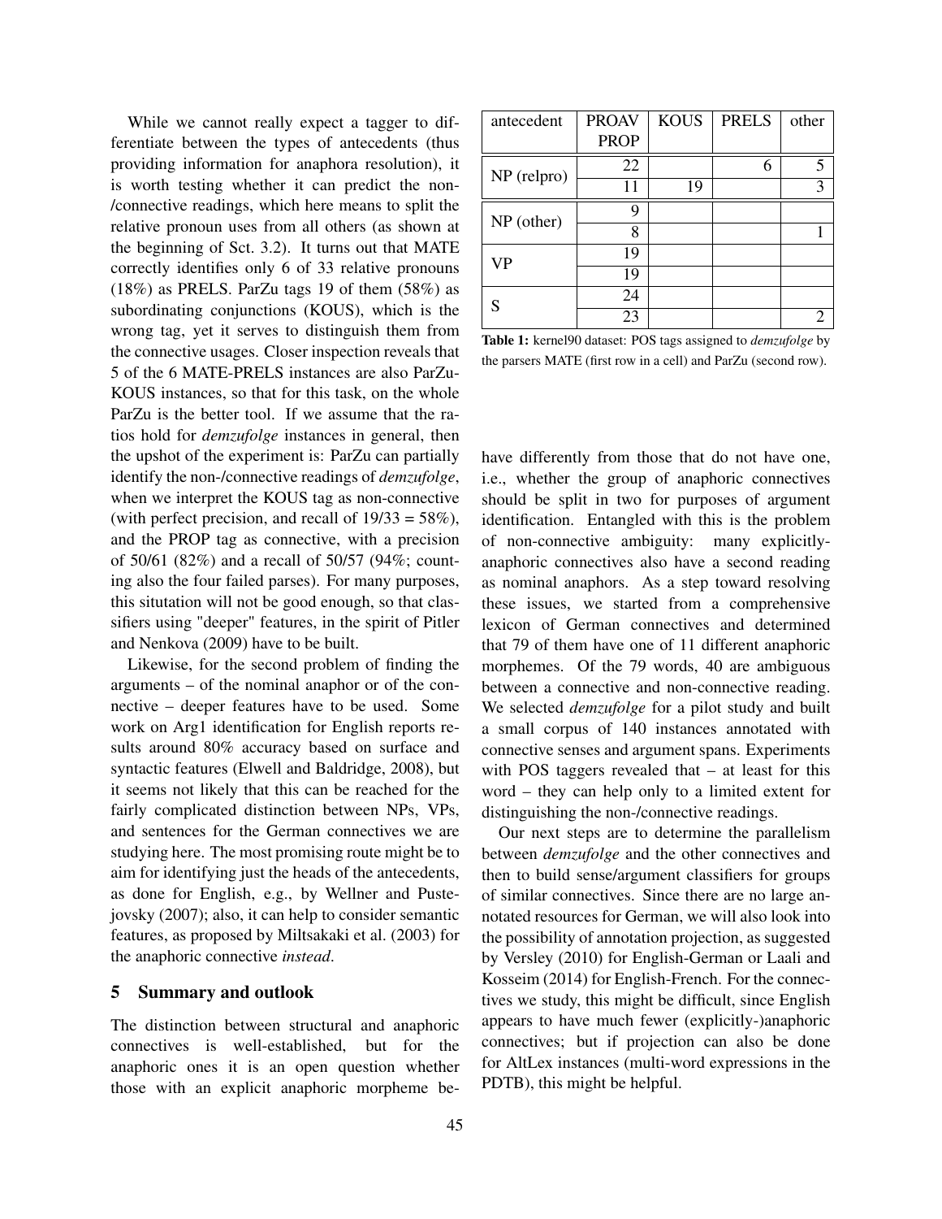While we cannot really expect a tagger to differentiate between the types of antecedents (thus providing information for anaphora resolution), it is worth testing whether it can predict the non-/connective readings, which here means to split the relative pronoun uses from all others (as shown at the beginning of Sct. 3.2). It turns out that MATE correctly identifies only 6 of 33 relative pronouns (18%) as PRELS. ParZu tags 19 of them (58%) as subordinating conjunctions (KOUS), which is the wrong tag, yet it serves to distinguish them from the connective usages. Closer inspection reveals that 5 of the 6 MATE-PRELS instances are also ParZu-KOUS instances, so that for this task, on the whole ParZu is the better tool. If we assume that the ratios hold for *demzufolge* instances in general, then the upshot of the experiment is: ParZu can partially identify the non-/connective readings of *demzufolge*, when we interpret the KOUS tag as non-connective (with perfect precision, and recall of 19/33 = 58%), and the PROP tag as connective, with a precision of 50/61 (82%) and a recall of 50/57 (94%; counting also the four failed parses). For many purposes, this situtation will not be good enough, so that classifiers using "deeper" features, in the spirit of Pitler and Nenkova (2009) have to be built.

Likewise, for the second problem of finding the arguments – of the nominal anaphor or of the connective – deeper features have to be used. Some work on Arg1 identification for English reports results around 80% accuracy based on surface and syntactic features (Elwell and Baldridge, 2008), but it seems not likely that this can be reached for the fairly complicated distinction between NPs, VPs, and sentences for the German connectives we are studying here. The most promising route might be to aim for identifying just the heads of the antecedents, as done for English, e.g., by Wellner and Pustejovsky (2007); also, it can help to consider semantic features, as proposed by Miltsakaki et al. (2003) for the anaphoric connective *instead*.

| antecedent | PROAV PROP | KOUS | PRELS | other |
|---|---|---|---|---|
| NP (relpro) | 22 | | 6 | 5 |
| | 11 | 19 | | 3 |
| NP (other) | 9 | | | |
| | 8 | | | 1 |
| VP | 19 | | | |
| | 19 | | | |
| S | 24 | | | |
| | 23 | | | 2 |

**Table 1:** kernel90 dataset: POS tags assigned to *demzufolge* by the parsers MATE (first row in a cell) and ParZu (second row).

## 5 Summary and outlook

The distinction between structural and anaphoric connectives is well-established, but for the anaphoric ones it is an open question whether those with an explicit anaphoric morpheme behave differently from those that do not have one, i.e., whether the group of anaphoric connectives should be split in two for purposes of argument identification. Entangled with this is the problem of non-connective ambiguity: many explicitly-anaphoric connectives also have a second reading as nominal anaphors. As a step toward resolving these issues, we started from a comprehensive lexicon of German connectives and determined that 79 of them have one of 11 different anaphoric morphemes. Of the 79 words, 40 are ambiguous between a connective and non-connective reading. We selected *demzufolge* for a pilot study and built a small corpus of 140 instances annotated with connective senses and argument spans. Experiments with POS taggers revealed that – at least for this word – they can help only to a limited extent for distinguishing the non-/connective readings.

Our next steps are to determine the parallelism between *demzufolge* and the other connectives and then to build sense/argument classifiers for groups of similar connectives. Since there are no large annotated resources for German, we will also look into the possibility of annotation projection, as suggested by Versley (2010) for English-German or Laali and Kosseim (2014) for English-French. For the connectives we study, this might be difficult, since English appears to have much fewer (explicitly-)anaphoric connectives; but if projection can also be done for AltLex instances (multi-word expressions in the PDTB), this might be helpful.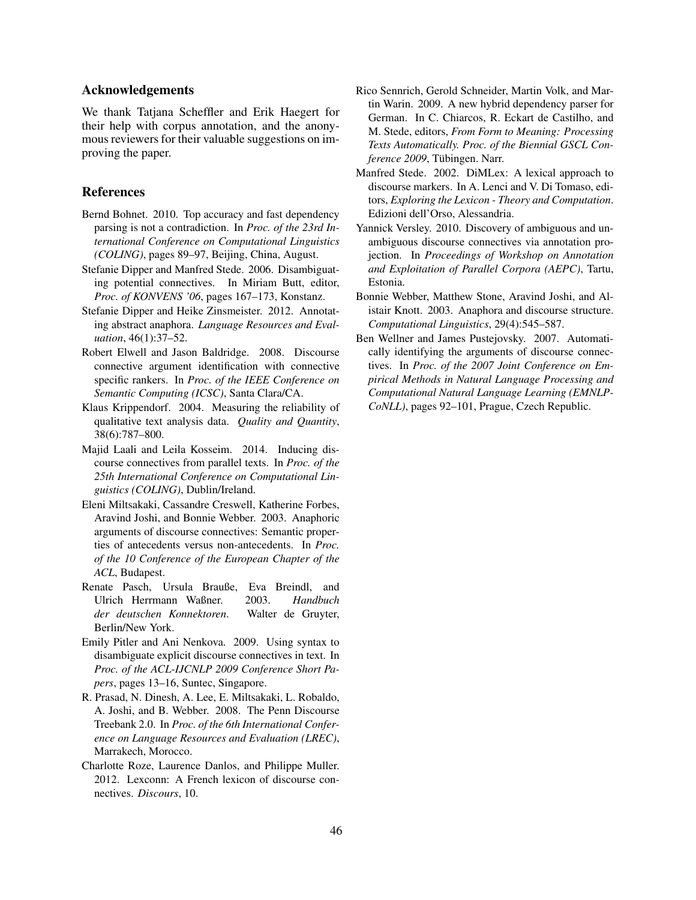## Acknowledgements

We thank Tatjana Scheffler and Erik Haegert for their help with corpus annotation, and the anonymous reviewers for their valuable suggestions on improving the paper.

## References

Bernd Bohnet. 2010. Top accuracy and fast dependency parsing is not a contradiction. In *Proc. of the 23rd International Conference on Computational Linguistics (COLING)*, pages 89–97, Beijing, China, August.

Stefanie Dipper and Manfred Stede. 2006. Disambiguating potential connectives. In Miriam Butt, editor, *Proc. of KONVENS '06*, pages 167–173, Konstanz.

Stefanie Dipper and Heike Zinsmeister. 2012. Annotating abstract anaphora. *Language Resources and Evaluation*, 46(1):37–52.

Robert Elwell and Jason Baldridge. 2008. Discourse connective argument identification with connective specific rankers. In *Proc. of the IEEE Conference on Semantic Computing (ICSC)*, Santa Clara/CA.

Klaus Krippendorf. 2004. Measuring the reliability of qualitative text analysis data. *Quality and Quantity*, 38(6):787–800.

Majid Laali and Leila Kosseim. 2014. Inducing discourse connectives from parallel texts. In *Proc. of the 25th International Conference on Computational Linguistics (COLING)*, Dublin/Ireland.

Eleni Miltsakaki, Cassandre Creswell, Katherine Forbes, Aravind Joshi, and Bonnie Webber. 2003. Anaphoric arguments of discourse connectives: Semantic properties of antecedents versus non-antecedents. In *Proc. of the 10 Conference of the European Chapter of the ACL*, Budapest.

Renate Pasch, Ursula Brauße, Eva Breindl, and Ulrich Herrmann Waßner. 2003. *Handbuch der deutschen Konnektoren*. Walter de Gruyter, Berlin/New York.

Emily Pitler and Ani Nenkova. 2009. Using syntax to disambiguate explicit discourse connectives in text. In *Proc. of the ACL-IJCNLP 2009 Conference Short Papers*, pages 13–16, Suntec, Singapore.

R. Prasad, N. Dinesh, A. Lee, E. Miltsakaki, L. Robaldo, A. Joshi, and B. Webber. 2008. The Penn Discourse Treebank 2.0. In *Proc. of the 6th International Conference on Language Resources and Evaluation (LREC)*, Marrakech, Morocco.

Charlotte Roze, Laurence Danlos, and Philippe Muller. 2012. Lexconn: A French lexicon of discourse connectives. *Discours*, 10.

Rico Sennrich, Gerold Schneider, Martin Volk, and Martin Warin. 2009. A new hybrid dependency parser for German. In C. Chiarcos, R. Eckart de Castilho, and M. Stede, editors, *From Form to Meaning: Processing Texts Automatically. Proc. of the Biennial GSCL Conference 2009*, Tübingen. Narr.

Manfred Stede. 2002. DiMLex: A lexical approach to discourse markers. In A. Lenci and V. Di Tomaso, editors, *Exploring the Lexicon - Theory and Computation*. Edizioni dell'Orso, Alessandria.

Yannick Versley. 2010. Discovery of ambiguous and unambiguous discourse connectives via annotation projection. In *Proceedings of Workshop on Annotation and Exploitation of Parallel Corpora (AEPC)*, Tartu, Estonia.

Bonnie Webber, Matthew Stone, Aravind Joshi, and Alistair Knott. 2003. Anaphora and discourse structure. *Computational Linguistics*, 29(4):545–587.

Ben Wellner and James Pustejovsky. 2007. Automatically identifying the arguments of discourse connectives. In *Proc. of the 2007 Joint Conference on Empirical Methods in Natural Language Processing and Computational Natural Language Learning (EMNLP-CoNLL)*, pages 92–101, Prague, Czech Republic.